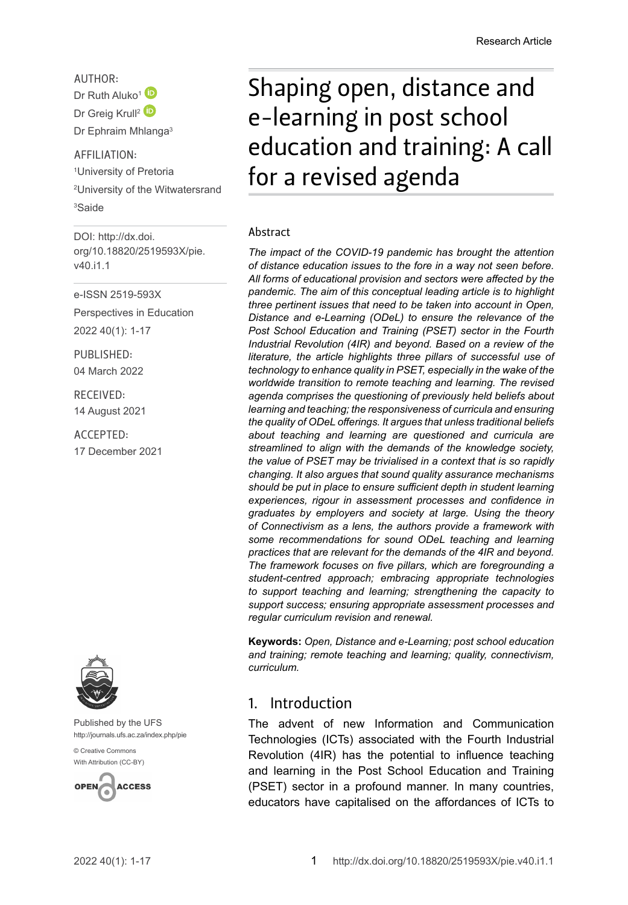Research Article

AUTHOR:

Dr Ruth Aluko[1]

Dr Greig Krull[2]

Dr Ephraim Mhlanga[3]

AFFILIATION:

[1]University of Pretoria

[2]University of the Witwatersrand

[3]Saide

DOI: http://dx.doi.org/10.18820/2519593X/pie.v40.i1.1

e-ISSN 2519-593X

Perspectives in Education

2022 40(1): 1-17

PUBLISHED:

04 March 2022

RECEIVED:

14 August 2021

ACCEPTED:

17 December 2021

Published by the UFS

http://journals.ufs.ac.za/index.php/pie

© Creative Commons With Attribution (CC-BY)

# Shaping open, distance and e-learning in post school education and training: A call for a revised agenda

## Abstract

*The impact of the COVID-19 pandemic has brought the attention of distance education issues to the fore in a way not seen before. All forms of educational provision and sectors were affected by the pandemic. The aim of this conceptual leading article is to highlight three pertinent issues that need to be taken into account in Open, Distance and e-Learning (ODeL) to ensure the relevance of the Post School Education and Training (PSET) sector in the Fourth Industrial Revolution (4IR) and beyond. Based on a review of the literature, the article highlights three pillars of successful use of technology to enhance quality in PSET, especially in the wake of the worldwide transition to remote teaching and learning. The revised agenda comprises the questioning of previously held beliefs about learning and teaching; the responsiveness of curricula and ensuring the quality of ODeL offerings. It argues that unless traditional beliefs about teaching and learning are questioned and curricula are streamlined to align with the demands of the knowledge society, the value of PSET may be trivialised in a context that is so rapidly changing. It also argues that sound quality assurance mechanisms should be put in place to ensure sufficient depth in student learning experiences, rigour in assessment processes and confidence in graduates by employers and society at large. Using the theory of Connectivism as a lens, the authors provide a framework with some recommendations for sound ODeL teaching and learning practices that are relevant for the demands of the 4IR and beyond. The framework focuses on five pillars, which are foregrounding a student-centred approach; embracing appropriate technologies to support teaching and learning; strengthening the capacity to support success; ensuring appropriate assessment processes and regular curriculum revision and renewal.*

**Keywords:** *Open, Distance and e-Learning; post school education and training; remote teaching and learning; quality, connectivism, curriculum.*

## 1. Introduction

The advent of new Information and Communication Technologies (ICTs) associated with the Fourth Industrial Revolution (4IR) has the potential to influence teaching and learning in the Post School Education and Training (PSET) sector in a profound manner. In many countries, educators have capitalised on the affordances of ICTs to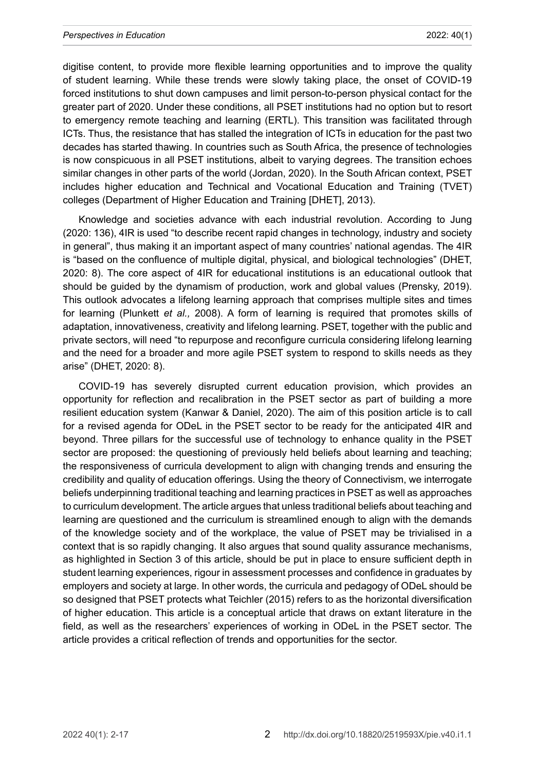digitise content, to provide more flexible learning opportunities and to improve the quality of student learning. While these trends were slowly taking place, the onset of COVID-19 forced institutions to shut down campuses and limit person-to-person physical contact for the greater part of 2020. Under these conditions, all PSET institutions had no option but to resort to emergency remote teaching and learning (ERTL). This transition was facilitated through ICTs. Thus, the resistance that has stalled the integration of ICTs in education for the past two decades has started thawing. In countries such as South Africa, the presence of technologies is now conspicuous in all PSET institutions, albeit to varying degrees. The transition echoes similar changes in other parts of the world (Jordan, 2020). In the South African context, PSET includes higher education and Technical and Vocational Education and Training (TVET) colleges (Department of Higher Education and Training [DHET], 2013).

Knowledge and societies advance with each industrial revolution. According to Jung (2020: 136), 4IR is used "to describe recent rapid changes in technology, industry and society in general", thus making it an important aspect of many countries' national agendas. The 4IR is "based on the confluence of multiple digital, physical, and biological technologies" (DHET, 2020: 8). The core aspect of 4IR for educational institutions is an educational outlook that should be guided by the dynamism of production, work and global values (Prensky, 2019). This outlook advocates a lifelong learning approach that comprises multiple sites and times for learning (Plunkett *et al.,* 2008). A form of learning is required that promotes skills of adaptation, innovativeness, creativity and lifelong learning. PSET, together with the public and private sectors, will need "to repurpose and reconfigure curricula considering lifelong learning and the need for a broader and more agile PSET system to respond to skills needs as they arise" (DHET, 2020: 8).

COVID-19 has severely disrupted current education provision, which provides an opportunity for reflection and recalibration in the PSET sector as part of building a more resilient education system (Kanwar & Daniel, 2020). The aim of this position article is to call for a revised agenda for ODeL in the PSET sector to be ready for the anticipated 4IR and beyond. Three pillars for the successful use of technology to enhance quality in the PSET sector are proposed: the questioning of previously held beliefs about learning and teaching; the responsiveness of curricula development to align with changing trends and ensuring the credibility and quality of education offerings. Using the theory of Connectivism, we interrogate beliefs underpinning traditional teaching and learning practices in PSET as well as approaches to curriculum development. The article argues that unless traditional beliefs about teaching and learning are questioned and the curriculum is streamlined enough to align with the demands of the knowledge society and of the workplace, the value of PSET may be trivialised in a context that is so rapidly changing. It also argues that sound quality assurance mechanisms, as highlighted in Section 3 of this article, should be put in place to ensure sufficient depth in student learning experiences, rigour in assessment processes and confidence in graduates by employers and society at large. In other words, the curricula and pedagogy of ODeL should be so designed that PSET protects what Teichler (2015) refers to as the horizontal diversification of higher education. This article is a conceptual article that draws on extant literature in the field, as well as the researchers' experiences of working in ODeL in the PSET sector. The article provides a critical reflection of trends and opportunities for the sector.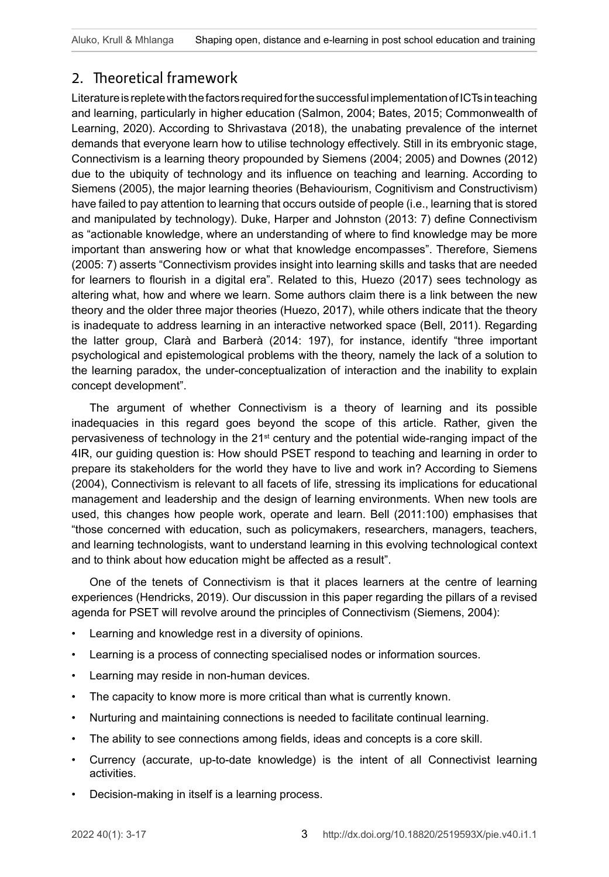## 2. Theoretical framework

Literature is replete with the factors required for the successful implementation of ICTs in teaching and learning, particularly in higher education (Salmon, 2004; Bates, 2015; Commonwealth of Learning, 2020). According to Shrivastava (2018), the unabating prevalence of the internet demands that everyone learn how to utilise technology effectively. Still in its embryonic stage, Connectivism is a learning theory propounded by Siemens (2004; 2005) and Downes (2012) due to the ubiquity of technology and its influence on teaching and learning. According to Siemens (2005), the major learning theories (Behaviourism, Cognitivism and Constructivism) have failed to pay attention to learning that occurs outside of people (i.e., learning that is stored and manipulated by technology). Duke, Harper and Johnston (2013: 7) define Connectivism as "actionable knowledge, where an understanding of where to find knowledge may be more important than answering how or what that knowledge encompasses". Therefore, Siemens (2005: 7) asserts "Connectivism provides insight into learning skills and tasks that are needed for learners to flourish in a digital era". Related to this, Huezo (2017) sees technology as altering what, how and where we learn. Some authors claim there is a link between the new theory and the older three major theories (Huezo, 2017), while others indicate that the theory is inadequate to address learning in an interactive networked space (Bell, 2011). Regarding the latter group, Clarà and Barberà (2014: 197), for instance, identify "three important psychological and epistemological problems with the theory, namely the lack of a solution to the learning paradox, the under-conceptualization of interaction and the inability to explain concept development".

The argument of whether Connectivism is a theory of learning and its possible inadequacies in this regard goes beyond the scope of this article. Rather, given the pervasiveness of technology in the 21st century and the potential wide-ranging impact of the 4IR, our guiding question is: How should PSET respond to teaching and learning in order to prepare its stakeholders for the world they have to live and work in? According to Siemens (2004), Connectivism is relevant to all facets of life, stressing its implications for educational management and leadership and the design of learning environments. When new tools are used, this changes how people work, operate and learn. Bell (2011:100) emphasises that "those concerned with education, such as policymakers, researchers, managers, teachers, and learning technologists, want to understand learning in this evolving technological context and to think about how education might be affected as a result".

One of the tenets of Connectivism is that it places learners at the centre of learning experiences (Hendricks, 2019). Our discussion in this paper regarding the pillars of a revised agenda for PSET will revolve around the principles of Connectivism (Siemens, 2004):

- Learning and knowledge rest in a diversity of opinions.
- Learning is a process of connecting specialised nodes or information sources.
- Learning may reside in non-human devices.
- The capacity to know more is more critical than what is currently known.
- Nurturing and maintaining connections is needed to facilitate continual learning.
- The ability to see connections among fields, ideas and concepts is a core skill.
- Currency (accurate, up-to-date knowledge) is the intent of all Connectivist learning activities.
- Decision-making in itself is a learning process.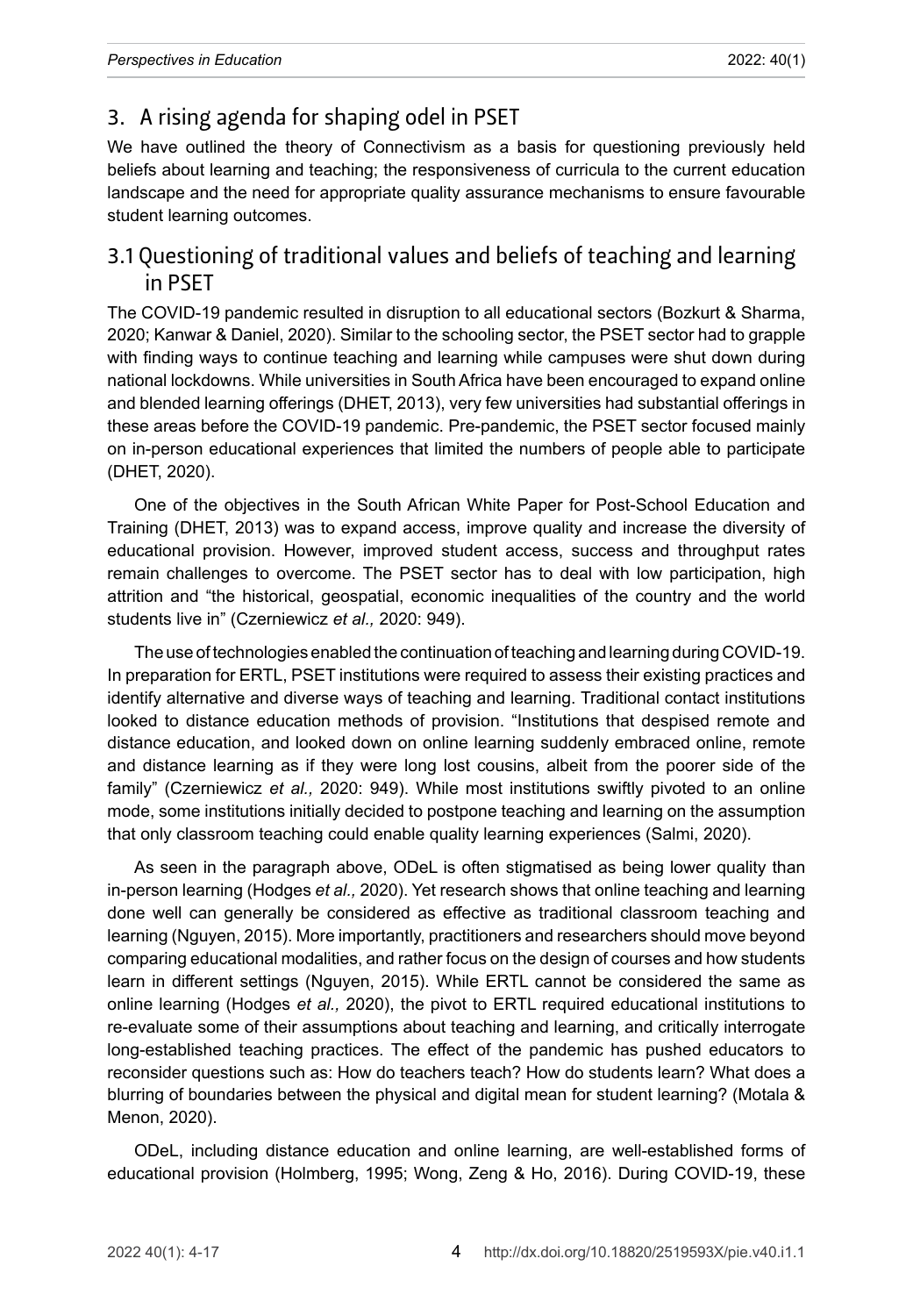## 3. A rising agenda for shaping odel in PSET

We have outlined the theory of Connectivism as a basis for questioning previously held beliefs about learning and teaching; the responsiveness of curricula to the current education landscape and the need for appropriate quality assurance mechanisms to ensure favourable student learning outcomes.

### 3.1 Questioning of traditional values and beliefs of teaching and learning in PSET

The COVID-19 pandemic resulted in disruption to all educational sectors (Bozkurt & Sharma, 2020; Kanwar & Daniel, 2020). Similar to the schooling sector, the PSET sector had to grapple with finding ways to continue teaching and learning while campuses were shut down during national lockdowns. While universities in South Africa have been encouraged to expand online and blended learning offerings (DHET, 2013), very few universities had substantial offerings in these areas before the COVID-19 pandemic. Pre-pandemic, the PSET sector focused mainly on in-person educational experiences that limited the numbers of people able to participate (DHET, 2020).

One of the objectives in the South African White Paper for Post-School Education and Training (DHET, 2013) was to expand access, improve quality and increase the diversity of educational provision. However, improved student access, success and throughput rates remain challenges to overcome. The PSET sector has to deal with low participation, high attrition and "the historical, geospatial, economic inequalities of the country and the world students live in" (Czerniewicz *et al.,* 2020: 949).

The use of technologies enabled the continuation of teaching and learning during COVID-19. In preparation for ERTL, PSET institutions were required to assess their existing practices and identify alternative and diverse ways of teaching and learning. Traditional contact institutions looked to distance education methods of provision. "Institutions that despised remote and distance education, and looked down on online learning suddenly embraced online, remote and distance learning as if they were long lost cousins, albeit from the poorer side of the family" (Czerniewicz *et al.,* 2020: 949). While most institutions swiftly pivoted to an online mode, some institutions initially decided to postpone teaching and learning on the assumption that only classroom teaching could enable quality learning experiences (Salmi, 2020).

As seen in the paragraph above, ODeL is often stigmatised as being lower quality than in-person learning (Hodges *et al.,* 2020). Yet research shows that online teaching and learning done well can generally be considered as effective as traditional classroom teaching and learning (Nguyen, 2015). More importantly, practitioners and researchers should move beyond comparing educational modalities, and rather focus on the design of courses and how students learn in different settings (Nguyen, 2015). While ERTL cannot be considered the same as online learning (Hodges *et al.,* 2020), the pivot to ERTL required educational institutions to re-evaluate some of their assumptions about teaching and learning, and critically interrogate long-established teaching practices. The effect of the pandemic has pushed educators to reconsider questions such as: How do teachers teach? How do students learn? What does a blurring of boundaries between the physical and digital mean for student learning? (Motala & Menon, 2020).

ODeL, including distance education and online learning, are well-established forms of educational provision (Holmberg, 1995; Wong, Zeng & Ho, 2016). During COVID-19, these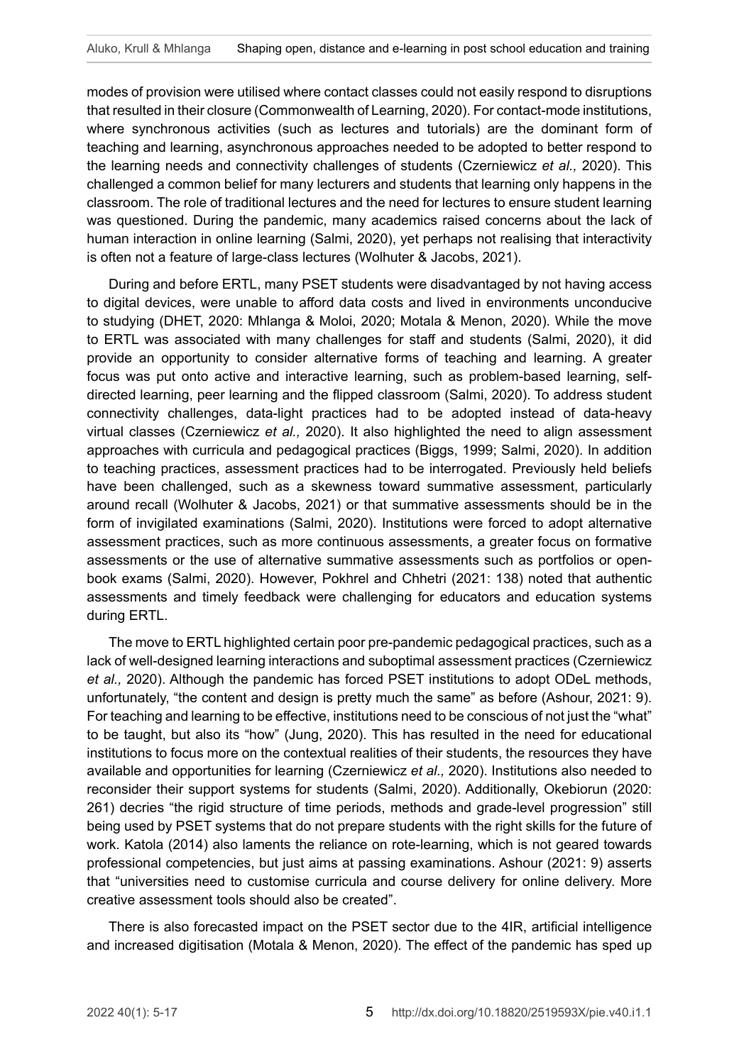modes of provision were utilised where contact classes could not easily respond to disruptions that resulted in their closure (Commonwealth of Learning, 2020). For contact-mode institutions, where synchronous activities (such as lectures and tutorials) are the dominant form of teaching and learning, asynchronous approaches needed to be adopted to better respond to the learning needs and connectivity challenges of students (Czerniewicz *et al.,* 2020). This challenged a common belief for many lecturers and students that learning only happens in the classroom. The role of traditional lectures and the need for lectures to ensure student learning was questioned. During the pandemic, many academics raised concerns about the lack of human interaction in online learning (Salmi, 2020), yet perhaps not realising that interactivity is often not a feature of large-class lectures (Wolhuter & Jacobs, 2021).

During and before ERTL, many PSET students were disadvantaged by not having access to digital devices, were unable to afford data costs and lived in environments unconducive to studying (DHET, 2020: Mhlanga & Moloi, 2020; Motala & Menon, 2020). While the move to ERTL was associated with many challenges for staff and students (Salmi, 2020), it did provide an opportunity to consider alternative forms of teaching and learning. A greater focus was put onto active and interactive learning, such as problem-based learning, self-directed learning, peer learning and the flipped classroom (Salmi, 2020). To address student connectivity challenges, data-light practices had to be adopted instead of data-heavy virtual classes (Czerniewicz *et al.,* 2020). It also highlighted the need to align assessment approaches with curricula and pedagogical practices (Biggs, 1999; Salmi, 2020). In addition to teaching practices, assessment practices had to be interrogated. Previously held beliefs have been challenged, such as a skewness toward summative assessment, particularly around recall (Wolhuter & Jacobs, 2021) or that summative assessments should be in the form of invigilated examinations (Salmi, 2020). Institutions were forced to adopt alternative assessment practices, such as more continuous assessments, a greater focus on formative assessments or the use of alternative summative assessments such as portfolios or open-book exams (Salmi, 2020). However, Pokhrel and Chhetri (2021: 138) noted that authentic assessments and timely feedback were challenging for educators and education systems during ERTL.

The move to ERTL highlighted certain poor pre-pandemic pedagogical practices, such as a lack of well-designed learning interactions and suboptimal assessment practices (Czerniewicz *et al.,* 2020). Although the pandemic has forced PSET institutions to adopt ODeL methods, unfortunately, "the content and design is pretty much the same" as before (Ashour, 2021: 9). For teaching and learning to be effective, institutions need to be conscious of not just the "what" to be taught, but also its "how" (Jung, 2020). This has resulted in the need for educational institutions to focus more on the contextual realities of their students, the resources they have available and opportunities for learning (Czerniewicz *et al.,* 2020). Institutions also needed to reconsider their support systems for students (Salmi, 2020). Additionally, Okebiorun (2020: 261) decries "the rigid structure of time periods, methods and grade-level progression" still being used by PSET systems that do not prepare students with the right skills for the future of work. Katola (2014) also laments the reliance on rote-learning, which is not geared towards professional competencies, but just aims at passing examinations. Ashour (2021: 9) asserts that "universities need to customise curricula and course delivery for online delivery. More creative assessment tools should also be created".

There is also forecasted impact on the PSET sector due to the 4IR, artificial intelligence and increased digitisation (Motala & Menon, 2020). The effect of the pandemic has sped up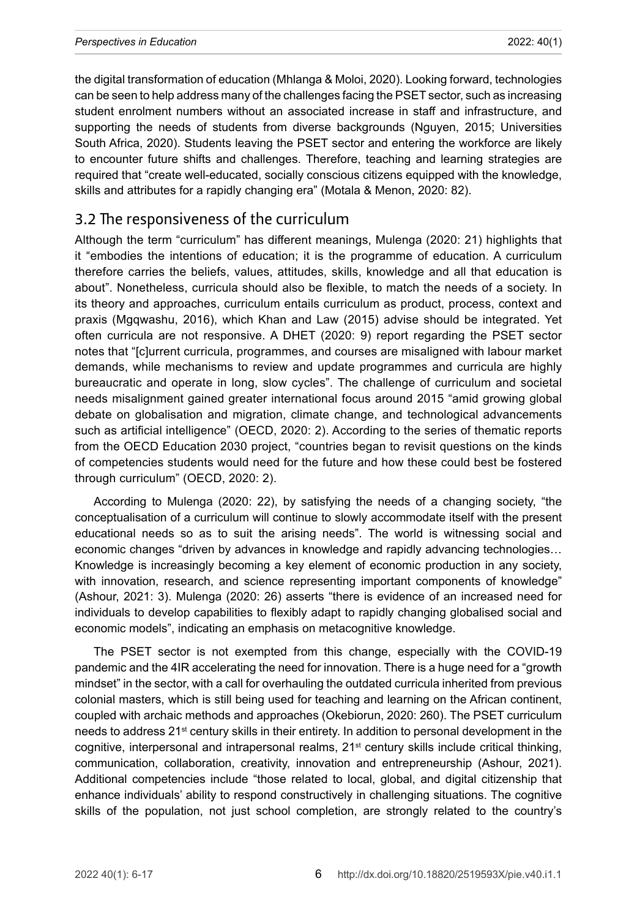the digital transformation of education (Mhlanga & Moloi, 2020). Looking forward, technologies can be seen to help address many of the challenges facing the PSET sector, such as increasing student enrolment numbers without an associated increase in staff and infrastructure, and supporting the needs of students from diverse backgrounds (Nguyen, 2015; Universities South Africa, 2020). Students leaving the PSET sector and entering the workforce are likely to encounter future shifts and challenges. Therefore, teaching and learning strategies are required that "create well-educated, socially conscious citizens equipped with the knowledge, skills and attributes for a rapidly changing era" (Motala & Menon, 2020: 82).

## 3.2 The responsiveness of the curriculum

Although the term "curriculum" has different meanings, Mulenga (2020: 21) highlights that it "embodies the intentions of education; it is the programme of education. A curriculum therefore carries the beliefs, values, attitudes, skills, knowledge and all that education is about". Nonetheless, curricula should also be flexible, to match the needs of a society. In its theory and approaches, curriculum entails curriculum as product, process, context and praxis (Mgqwashu, 2016), which Khan and Law (2015) advise should be integrated. Yet often curricula are not responsive. A DHET (2020: 9) report regarding the PSET sector notes that "[c]urrent curricula, programmes, and courses are misaligned with labour market demands, while mechanisms to review and update programmes and curricula are highly bureaucratic and operate in long, slow cycles". The challenge of curriculum and societal needs misalignment gained greater international focus around 2015 "amid growing global debate on globalisation and migration, climate change, and technological advancements such as artificial intelligence" (OECD, 2020: 2). According to the series of thematic reports from the OECD Education 2030 project, "countries began to revisit questions on the kinds of competencies students would need for the future and how these could best be fostered through curriculum" (OECD, 2020: 2).

According to Mulenga (2020: 22), by satisfying the needs of a changing society, "the conceptualisation of a curriculum will continue to slowly accommodate itself with the present educational needs so as to suit the arising needs". The world is witnessing social and economic changes "driven by advances in knowledge and rapidly advancing technologies… Knowledge is increasingly becoming a key element of economic production in any society, with innovation, research, and science representing important components of knowledge" (Ashour, 2021: 3). Mulenga (2020: 26) asserts "there is evidence of an increased need for individuals to develop capabilities to flexibly adapt to rapidly changing globalised social and economic models", indicating an emphasis on metacognitive knowledge.

The PSET sector is not exempted from this change, especially with the COVID-19 pandemic and the 4IR accelerating the need for innovation. There is a huge need for a "growth mindset" in the sector, with a call for overhauling the outdated curricula inherited from previous colonial masters, which is still being used for teaching and learning on the African continent, coupled with archaic methods and approaches (Okebiorun, 2020: 260). The PSET curriculum needs to address 21st century skills in their entirety. In addition to personal development in the cognitive, interpersonal and intrapersonal realms, 21st century skills include critical thinking, communication, collaboration, creativity, innovation and entrepreneurship (Ashour, 2021). Additional competencies include "those related to local, global, and digital citizenship that enhance individuals' ability to respond constructively in challenging situations. The cognitive skills of the population, not just school completion, are strongly related to the country's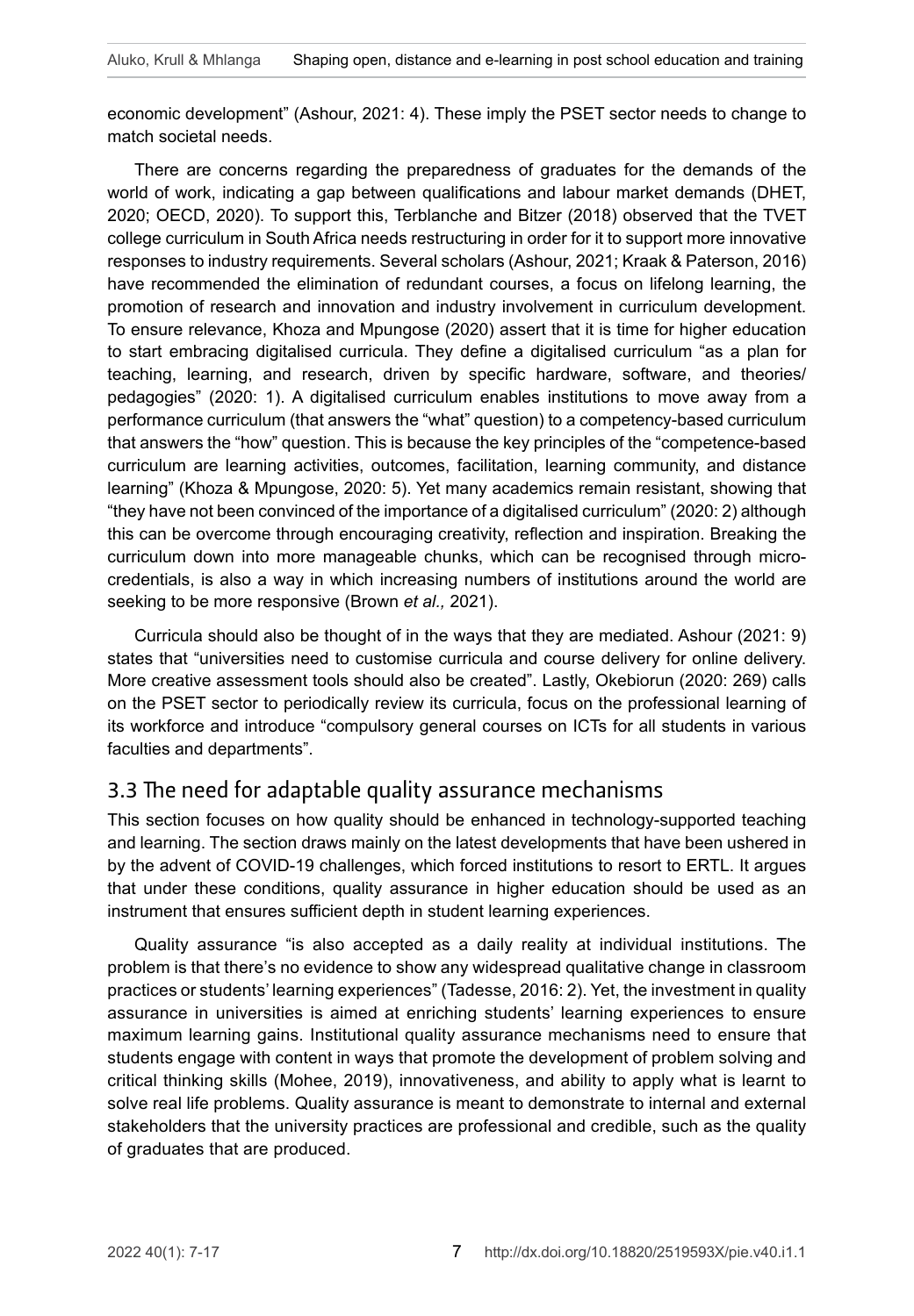economic development" (Ashour, 2021: 4). These imply the PSET sector needs to change to match societal needs.

There are concerns regarding the preparedness of graduates for the demands of the world of work, indicating a gap between qualifications and labour market demands (DHET, 2020; OECD, 2020). To support this, Terblanche and Bitzer (2018) observed that the TVET college curriculum in South Africa needs restructuring in order for it to support more innovative responses to industry requirements. Several scholars (Ashour, 2021; Kraak & Paterson, 2016) have recommended the elimination of redundant courses, a focus on lifelong learning, the promotion of research and innovation and industry involvement in curriculum development. To ensure relevance, Khoza and Mpungose (2020) assert that it is time for higher education to start embracing digitalised curricula. They define a digitalised curriculum "as a plan for teaching, learning, and research, driven by specific hardware, software, and theories/ pedagogies" (2020: 1). A digitalised curriculum enables institutions to move away from a performance curriculum (that answers the "what" question) to a competency-based curriculum that answers the "how" question. This is because the key principles of the "competence-based curriculum are learning activities, outcomes, facilitation, learning community, and distance learning" (Khoza & Mpungose, 2020: 5). Yet many academics remain resistant, showing that "they have not been convinced of the importance of a digitalised curriculum" (2020: 2) although this can be overcome through encouraging creativity, reflection and inspiration. Breaking the curriculum down into more manageable chunks, which can be recognised through micro-credentials, is also a way in which increasing numbers of institutions around the world are seeking to be more responsive (Brown *et al.,* 2021).

Curricula should also be thought of in the ways that they are mediated. Ashour (2021: 9) states that "universities need to customise curricula and course delivery for online delivery. More creative assessment tools should also be created". Lastly, Okebiorun (2020: 269) calls on the PSET sector to periodically review its curricula, focus on the professional learning of its workforce and introduce "compulsory general courses on ICTs for all students in various faculties and departments".

## 3.3 The need for adaptable quality assurance mechanisms

This section focuses on how quality should be enhanced in technology-supported teaching and learning. The section draws mainly on the latest developments that have been ushered in by the advent of COVID-19 challenges, which forced institutions to resort to ERTL. It argues that under these conditions, quality assurance in higher education should be used as an instrument that ensures sufficient depth in student learning experiences.

Quality assurance "is also accepted as a daily reality at individual institutions. The problem is that there's no evidence to show any widespread qualitative change in classroom practices or students' learning experiences" (Tadesse, 2016: 2). Yet, the investment in quality assurance in universities is aimed at enriching students' learning experiences to ensure maximum learning gains. Institutional quality assurance mechanisms need to ensure that students engage with content in ways that promote the development of problem solving and critical thinking skills (Mohee, 2019), innovativeness, and ability to apply what is learnt to solve real life problems. Quality assurance is meant to demonstrate to internal and external stakeholders that the university practices are professional and credible, such as the quality of graduates that are produced.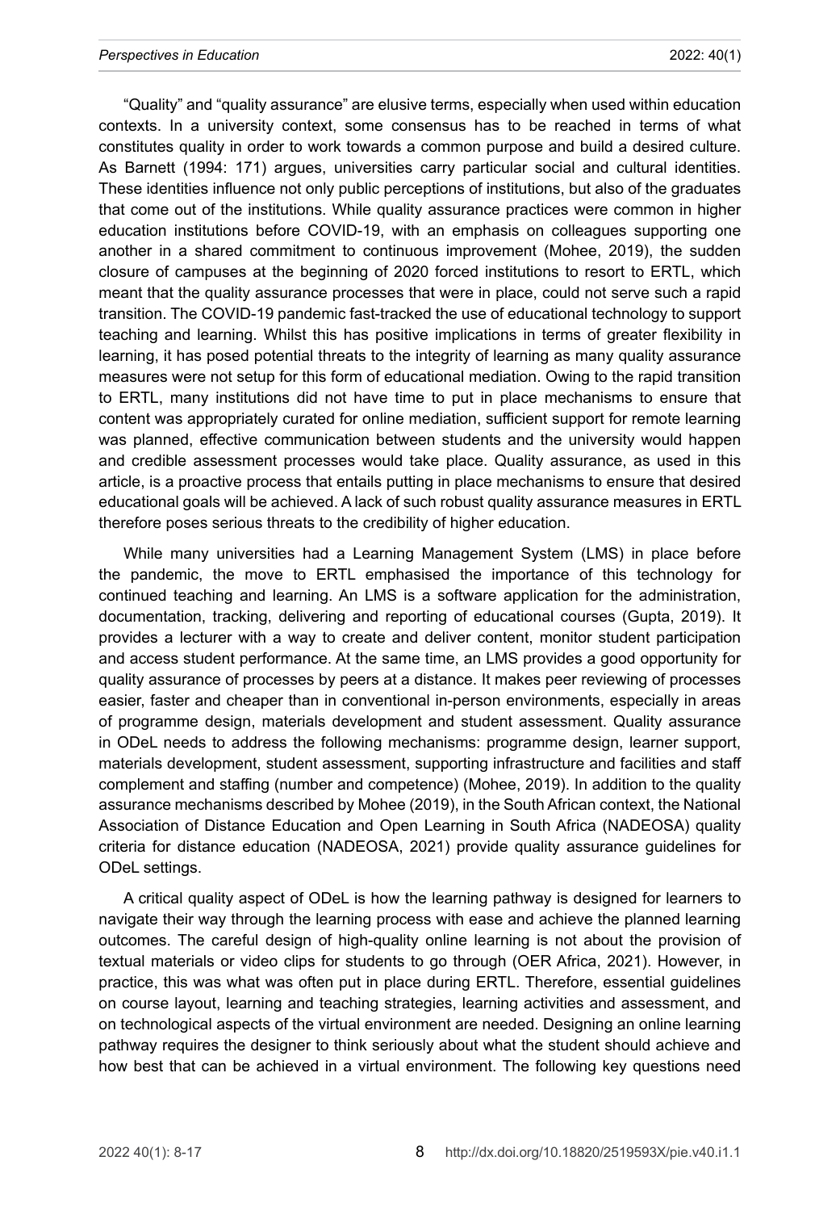"Quality" and "quality assurance" are elusive terms, especially when used within education contexts. In a university context, some consensus has to be reached in terms of what constitutes quality in order to work towards a common purpose and build a desired culture. As Barnett (1994: 171) argues, universities carry particular social and cultural identities. These identities influence not only public perceptions of institutions, but also of the graduates that come out of the institutions. While quality assurance practices were common in higher education institutions before COVID-19, with an emphasis on colleagues supporting one another in a shared commitment to continuous improvement (Mohee, 2019), the sudden closure of campuses at the beginning of 2020 forced institutions to resort to ERTL, which meant that the quality assurance processes that were in place, could not serve such a rapid transition. The COVID-19 pandemic fast-tracked the use of educational technology to support teaching and learning. Whilst this has positive implications in terms of greater flexibility in learning, it has posed potential threats to the integrity of learning as many quality assurance measures were not setup for this form of educational mediation. Owing to the rapid transition to ERTL, many institutions did not have time to put in place mechanisms to ensure that content was appropriately curated for online mediation, sufficient support for remote learning was planned, effective communication between students and the university would happen and credible assessment processes would take place. Quality assurance, as used in this article, is a proactive process that entails putting in place mechanisms to ensure that desired educational goals will be achieved. A lack of such robust quality assurance measures in ERTL therefore poses serious threats to the credibility of higher education.

While many universities had a Learning Management System (LMS) in place before the pandemic, the move to ERTL emphasised the importance of this technology for continued teaching and learning. An LMS is a software application for the administration, documentation, tracking, delivering and reporting of educational courses (Gupta, 2019). It provides a lecturer with a way to create and deliver content, monitor student participation and access student performance. At the same time, an LMS provides a good opportunity for quality assurance of processes by peers at a distance. It makes peer reviewing of processes easier, faster and cheaper than in conventional in-person environments, especially in areas of programme design, materials development and student assessment. Quality assurance in ODeL needs to address the following mechanisms: programme design, learner support, materials development, student assessment, supporting infrastructure and facilities and staff complement and staffing (number and competence) (Mohee, 2019). In addition to the quality assurance mechanisms described by Mohee (2019), in the South African context, the National Association of Distance Education and Open Learning in South Africa (NADEOSA) quality criteria for distance education (NADEOSA, 2021) provide quality assurance guidelines for ODeL settings.

A critical quality aspect of ODeL is how the learning pathway is designed for learners to navigate their way through the learning process with ease and achieve the planned learning outcomes. The careful design of high-quality online learning is not about the provision of textual materials or video clips for students to go through (OER Africa, 2021). However, in practice, this was what was often put in place during ERTL. Therefore, essential guidelines on course layout, learning and teaching strategies, learning activities and assessment, and on technological aspects of the virtual environment are needed. Designing an online learning pathway requires the designer to think seriously about what the student should achieve and how best that can be achieved in a virtual environment. The following key questions need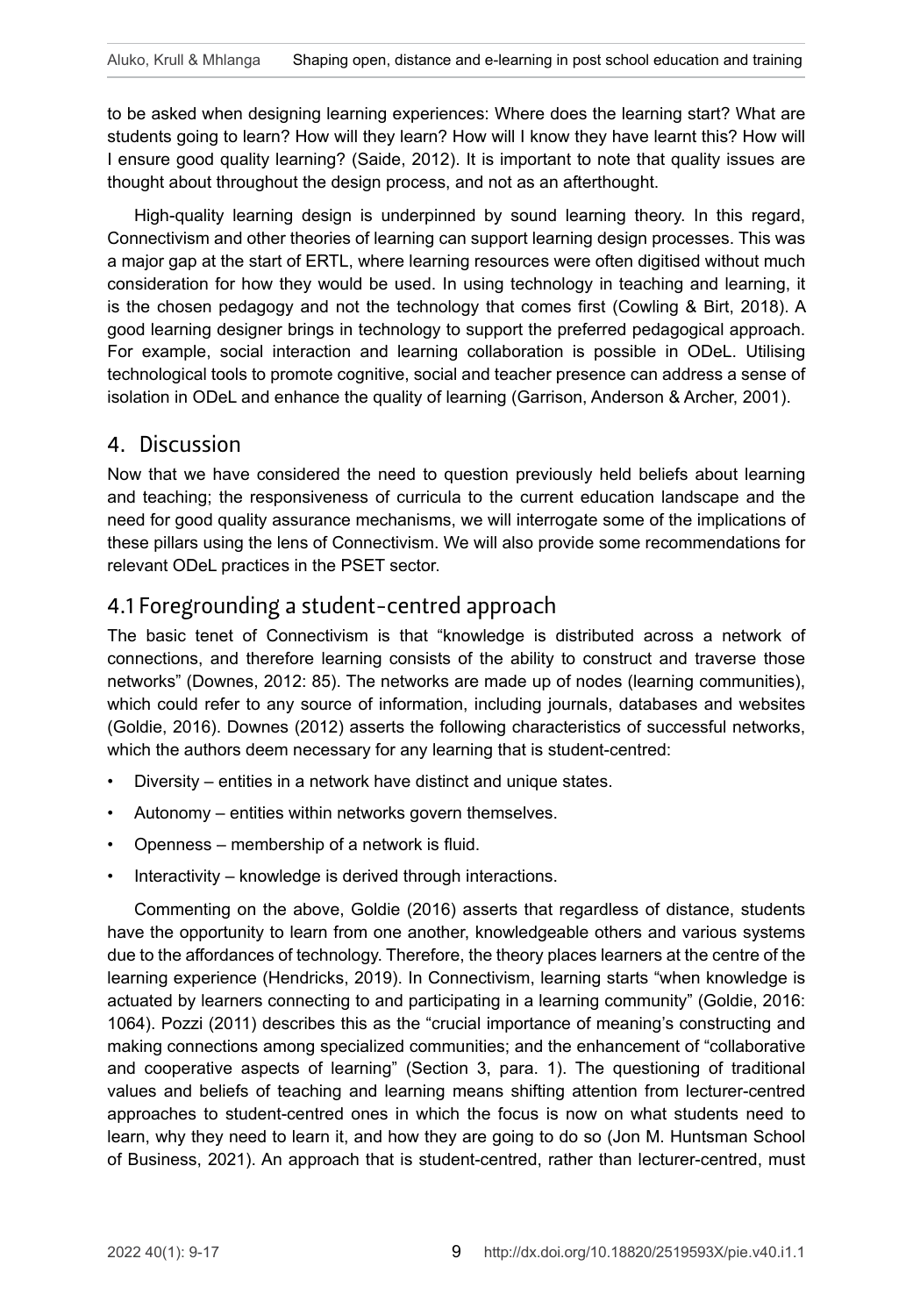to be asked when designing learning experiences: Where does the learning start? What are students going to learn? How will they learn? How will I know they have learnt this? How will I ensure good quality learning? (Saide, 2012). It is important to note that quality issues are thought about throughout the design process, and not as an afterthought.

High-quality learning design is underpinned by sound learning theory. In this regard, Connectivism and other theories of learning can support learning design processes. This was a major gap at the start of ERTL, where learning resources were often digitised without much consideration for how they would be used. In using technology in teaching and learning, it is the chosen pedagogy and not the technology that comes first (Cowling & Birt, 2018). A good learning designer brings in technology to support the preferred pedagogical approach. For example, social interaction and learning collaboration is possible in ODeL. Utilising technological tools to promote cognitive, social and teacher presence can address a sense of isolation in ODeL and enhance the quality of learning (Garrison, Anderson & Archer, 2001).

## 4. Discussion

Now that we have considered the need to question previously held beliefs about learning and teaching; the responsiveness of curricula to the current education landscape and the need for good quality assurance mechanisms, we will interrogate some of the implications of these pillars using the lens of Connectivism. We will also provide some recommendations for relevant ODeL practices in the PSET sector.

### 4.1 Foregrounding a student-centred approach

The basic tenet of Connectivism is that "knowledge is distributed across a network of connections, and therefore learning consists of the ability to construct and traverse those networks" (Downes, 2012: 85). The networks are made up of nodes (learning communities), which could refer to any source of information, including journals, databases and websites (Goldie, 2016). Downes (2012) asserts the following characteristics of successful networks, which the authors deem necessary for any learning that is student-centred:

- Diversity – entities in a network have distinct and unique states.
- Autonomy – entities within networks govern themselves.
- Openness – membership of a network is fluid.
- Interactivity – knowledge is derived through interactions.

Commenting on the above, Goldie (2016) asserts that regardless of distance, students have the opportunity to learn from one another, knowledgeable others and various systems due to the affordances of technology. Therefore, the theory places learners at the centre of the learning experience (Hendricks, 2019). In Connectivism, learning starts "when knowledge is actuated by learners connecting to and participating in a learning community" (Goldie, 2016: 1064). Pozzi (2011) describes this as the "crucial importance of meaning's constructing and making connections among specialized communities; and the enhancement of "collaborative and cooperative aspects of learning" (Section 3, para. 1). The questioning of traditional values and beliefs of teaching and learning means shifting attention from lecturer-centred approaches to student-centred ones in which the focus is now on what students need to learn, why they need to learn it, and how they are going to do so (Jon M. Huntsman School of Business, 2021). An approach that is student-centred, rather than lecturer-centred, must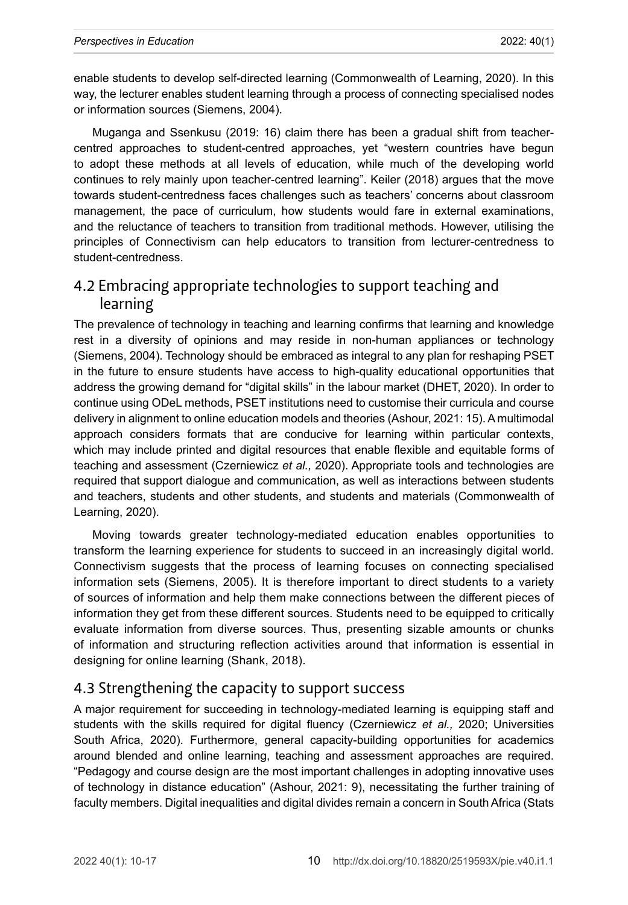enable students to develop self-directed learning (Commonwealth of Learning, 2020). In this way, the lecturer enables student learning through a process of connecting specialised nodes or information sources (Siemens, 2004).

Muganga and Ssenkusu (2019: 16) claim there has been a gradual shift from teacher-centred approaches to student-centred approaches, yet "western countries have begun to adopt these methods at all levels of education, while much of the developing world continues to rely mainly upon teacher-centred learning". Keiler (2018) argues that the move towards student-centredness faces challenges such as teachers' concerns about classroom management, the pace of curriculum, how students would fare in external examinations, and the reluctance of teachers to transition from traditional methods. However, utilising the principles of Connectivism can help educators to transition from lecturer-centredness to student-centredness.

## 4.2 Embracing appropriate technologies to support teaching and learning

The prevalence of technology in teaching and learning confirms that learning and knowledge rest in a diversity of opinions and may reside in non-human appliances or technology (Siemens, 2004). Technology should be embraced as integral to any plan for reshaping PSET in the future to ensure students have access to high-quality educational opportunities that address the growing demand for "digital skills" in the labour market (DHET, 2020). In order to continue using ODeL methods, PSET institutions need to customise their curricula and course delivery in alignment to online education models and theories (Ashour, 2021: 15). A multimodal approach considers formats that are conducive for learning within particular contexts, which may include printed and digital resources that enable flexible and equitable forms of teaching and assessment (Czerniewicz *et al.,* 2020). Appropriate tools and technologies are required that support dialogue and communication, as well as interactions between students and teachers, students and other students, and students and materials (Commonwealth of Learning, 2020).

Moving towards greater technology-mediated education enables opportunities to transform the learning experience for students to succeed in an increasingly digital world. Connectivism suggests that the process of learning focuses on connecting specialised information sets (Siemens, 2005). It is therefore important to direct students to a variety of sources of information and help them make connections between the different pieces of information they get from these different sources. Students need to be equipped to critically evaluate information from diverse sources. Thus, presenting sizable amounts or chunks of information and structuring reflection activities around that information is essential in designing for online learning (Shank, 2018).

## 4.3 Strengthening the capacity to support success

A major requirement for succeeding in technology-mediated learning is equipping staff and students with the skills required for digital fluency (Czerniewicz *et al.,* 2020; Universities South Africa, 2020). Furthermore, general capacity-building opportunities for academics around blended and online learning, teaching and assessment approaches are required. "Pedagogy and course design are the most important challenges in adopting innovative uses of technology in distance education" (Ashour, 2021: 9), necessitating the further training of faculty members. Digital inequalities and digital divides remain a concern in South Africa (Stats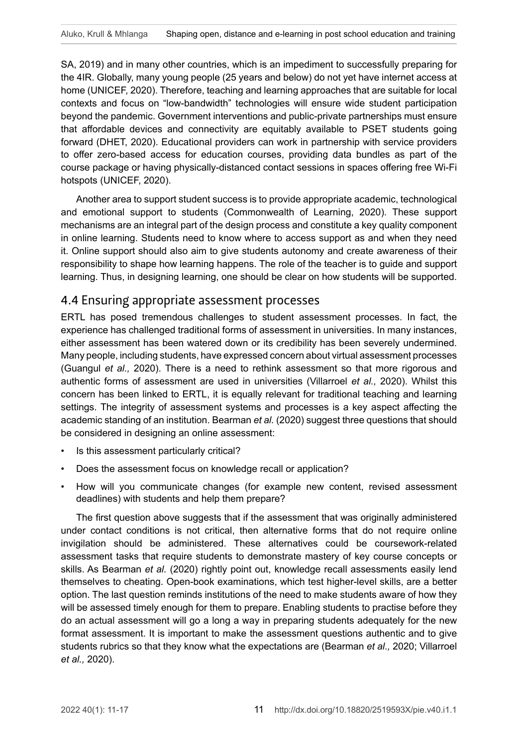SA, 2019) and in many other countries, which is an impediment to successfully preparing for the 4IR. Globally, many young people (25 years and below) do not yet have internet access at home (UNICEF, 2020). Therefore, teaching and learning approaches that are suitable for local contexts and focus on "low-bandwidth" technologies will ensure wide student participation beyond the pandemic. Government interventions and public-private partnerships must ensure that affordable devices and connectivity are equitably available to PSET students going forward (DHET, 2020). Educational providers can work in partnership with service providers to offer zero-based access for education courses, providing data bundles as part of the course package or having physically-distanced contact sessions in spaces offering free Wi-Fi hotspots (UNICEF, 2020).

Another area to support student success is to provide appropriate academic, technological and emotional support to students (Commonwealth of Learning, 2020). These support mechanisms are an integral part of the design process and constitute a key quality component in online learning. Students need to know where to access support as and when they need it. Online support should also aim to give students autonomy and create awareness of their responsibility to shape how learning happens. The role of the teacher is to guide and support learning. Thus, in designing learning, one should be clear on how students will be supported.

## 4.4 Ensuring appropriate assessment processes

ERTL has posed tremendous challenges to student assessment processes. In fact, the experience has challenged traditional forms of assessment in universities. In many instances, either assessment has been watered down or its credibility has been severely undermined. Many people, including students, have expressed concern about virtual assessment processes (Guangul *et al.,* 2020). There is a need to rethink assessment so that more rigorous and authentic forms of assessment are used in universities (Villarroel *et al.,* 2020). Whilst this concern has been linked to ERTL, it is equally relevant for traditional teaching and learning settings. The integrity of assessment systems and processes is a key aspect affecting the academic standing of an institution. Bearman *et al.* (2020) suggest three questions that should be considered in designing an online assessment:

- Is this assessment particularly critical?
- Does the assessment focus on knowledge recall or application?
- How will you communicate changes (for example new content, revised assessment deadlines) with students and help them prepare?

The first question above suggests that if the assessment that was originally administered under contact conditions is not critical, then alternative forms that do not require online invigilation should be administered. These alternatives could be coursework-related assessment tasks that require students to demonstrate mastery of key course concepts or skills. As Bearman *et al.* (2020) rightly point out, knowledge recall assessments easily lend themselves to cheating. Open-book examinations, which test higher-level skills, are a better option. The last question reminds institutions of the need to make students aware of how they will be assessed timely enough for them to prepare. Enabling students to practise before they do an actual assessment will go a long a way in preparing students adequately for the new format assessment. It is important to make the assessment questions authentic and to give students rubrics so that they know what the expectations are (Bearman *et al.,* 2020; Villarroel *et al.,* 2020).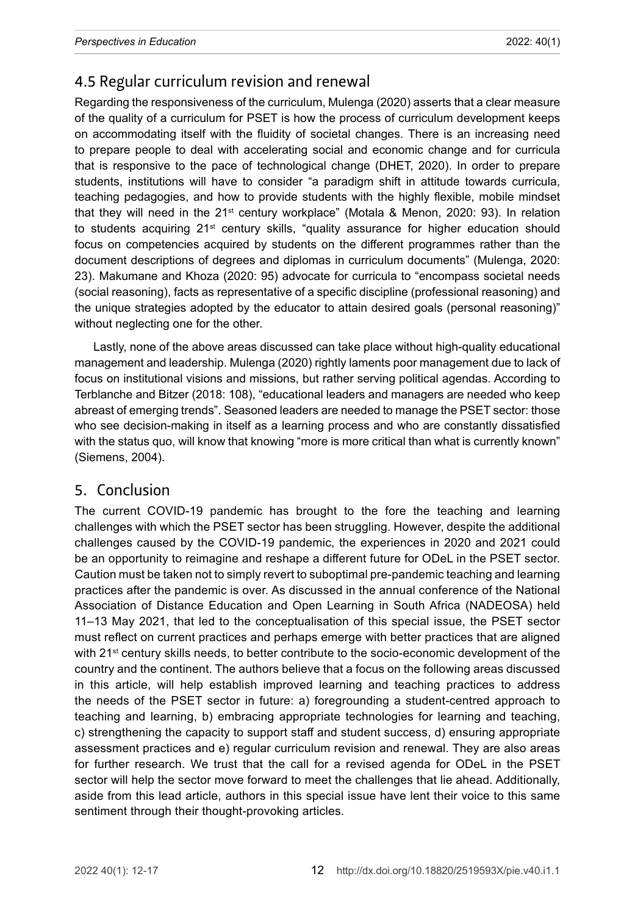## 4.5 Regular curriculum revision and renewal

Regarding the responsiveness of the curriculum, Mulenga (2020) asserts that a clear measure of the quality of a curriculum for PSET is how the process of curriculum development keeps on accommodating itself with the fluidity of societal changes. There is an increasing need to prepare people to deal with accelerating social and economic change and for curricula that is responsive to the pace of technological change (DHET, 2020). In order to prepare students, institutions will have to consider "a paradigm shift in attitude towards curricula, teaching pedagogies, and how to provide students with the highly flexible, mobile mindset that they will need in the 21st century workplace" (Motala & Menon, 2020: 93). In relation to students acquiring 21st century skills, "quality assurance for higher education should focus on competencies acquired by students on the different programmes rather than the document descriptions of degrees and diplomas in curriculum documents" (Mulenga, 2020: 23). Makumane and Khoza (2020: 95) advocate for curricula to "encompass societal needs (social reasoning), facts as representative of a specific discipline (professional reasoning) and the unique strategies adopted by the educator to attain desired goals (personal reasoning)" without neglecting one for the other.

Lastly, none of the above areas discussed can take place without high-quality educational management and leadership. Mulenga (2020) rightly laments poor management due to lack of focus on institutional visions and missions, but rather serving political agendas. According to Terblanche and Bitzer (2018: 108), "educational leaders and managers are needed who keep abreast of emerging trends". Seasoned leaders are needed to manage the PSET sector: those who see decision-making in itself as a learning process and who are constantly dissatisfied with the status quo, will know that knowing "more is more critical than what is currently known" (Siemens, 2004).

## 5. Conclusion

The current COVID-19 pandemic has brought to the fore the teaching and learning challenges with which the PSET sector has been struggling. However, despite the additional challenges caused by the COVID-19 pandemic, the experiences in 2020 and 2021 could be an opportunity to reimagine and reshape a different future for ODeL in the PSET sector. Caution must be taken not to simply revert to suboptimal pre-pandemic teaching and learning practices after the pandemic is over. As discussed in the annual conference of the National Association of Distance Education and Open Learning in South Africa (NADEOSA) held 11–13 May 2021, that led to the conceptualisation of this special issue, the PSET sector must reflect on current practices and perhaps emerge with better practices that are aligned with 21st century skills needs, to better contribute to the socio-economic development of the country and the continent. The authors believe that a focus on the following areas discussed in this article, will help establish improved learning and teaching practices to address the needs of the PSET sector in future: a) foregrounding a student-centred approach to teaching and learning, b) embracing appropriate technologies for learning and teaching, c) strengthening the capacity to support staff and student success, d) ensuring appropriate assessment practices and e) regular curriculum revision and renewal. They are also areas for further research. We trust that the call for a revised agenda for ODeL in the PSET sector will help the sector move forward to meet the challenges that lie ahead. Additionally, aside from this lead article, authors in this special issue have lent their voice to this same sentiment through their thought-provoking articles.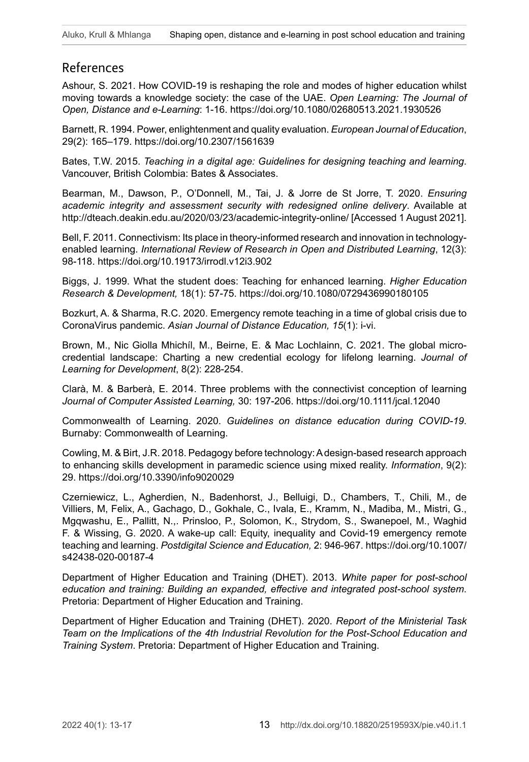## References

Ashour, S. 2021. How COVID-19 is reshaping the role and modes of higher education whilst moving towards a knowledge society: the case of the UAE. *Open Learning: The Journal of Open, Distance and e-Learning*: 1-16. https://doi.org/10.1080/02680513.2021.1930526

Barnett, R. 1994. Power, enlightenment and quality evaluation. *European Journal of Education*, 29(2): 165–179. https://doi.org/10.2307/1561639

Bates, T.W. 2015. *Teaching in a digital age: Guidelines for designing teaching and learning*. Vancouver, British Colombia: Bates & Associates.

Bearman, M., Dawson, P., O'Donnell, M., Tai, J. & Jorre de St Jorre, T. 2020. *Ensuring academic integrity and assessment security with redesigned online delivery*. Available at http://dteach.deakin.edu.au/2020/03/23/academic-integrity-online/ [Accessed 1 August 2021].

Bell, F. 2011. Connectivism: Its place in theory-informed research and innovation in technology-enabled learning. *International Review of Research in Open and Distributed Learning*, 12(3): 98-118. https://doi.org/10.19173/irrodl.v12i3.902

Biggs, J. 1999. What the student does: Teaching for enhanced learning. *Higher Education Research & Development,* 18(1): 57-75. https://doi.org/10.1080/0729436990180105

Bozkurt, A. & Sharma, R.C. 2020. Emergency remote teaching in a time of global crisis due to CoronaVirus pandemic. *Asian Journal of Distance Education, 15*(1): i-vi.

Brown, M., Nic Giolla Mhichíl, M., Beirne, E. & Mac Lochlainn, C. 2021. The global micro-credential landscape: Charting a new credential ecology for lifelong learning. *Journal of Learning for Development*, 8(2): 228-254.

Clarà, M. & Barberà, E. 2014. Three problems with the connectivist conception of learning *Journal of Computer Assisted Learning,* 30: 197-206. https://doi.org/10.1111/jcal.12040

Commonwealth of Learning. 2020. *Guidelines on distance education during COVID-19*. Burnaby: Commonwealth of Learning.

Cowling, M. & Birt, J.R. 2018. Pedagogy before technology: A design-based research approach to enhancing skills development in paramedic science using mixed reality. *Information*, 9(2): 29. https://doi.org/10.3390/info9020029

Czerniewicz, L., Agherdien, N., Badenhorst, J., Belluigi, D., Chambers, T., Chili, M., de Villiers, M, Felix, A., Gachago, D., Gokhale, C., Ivala, E., Kramm, N., Madiba, M., Mistri, G., Mgqwashu, E., Pallitt, N.,. Prinsloo, P., Solomon, K., Strydom, S., Swanepoel, M., Waghid F. & Wissing, G. 2020. A wake-up call: Equity, inequality and Covid-19 emergency remote teaching and learning. *Postdigital Science and Education,* 2: 946-967. https://doi.org/10.1007/s42438-020-00187-4

Department of Higher Education and Training (DHET). 2013. *White paper for post-school education and training: Building an expanded, effective and integrated post-school system*. Pretoria: Department of Higher Education and Training.

Department of Higher Education and Training (DHET). 2020. *Report of the Ministerial Task Team on the Implications of the 4th Industrial Revolution for the Post-School Education and Training System*. Pretoria: Department of Higher Education and Training.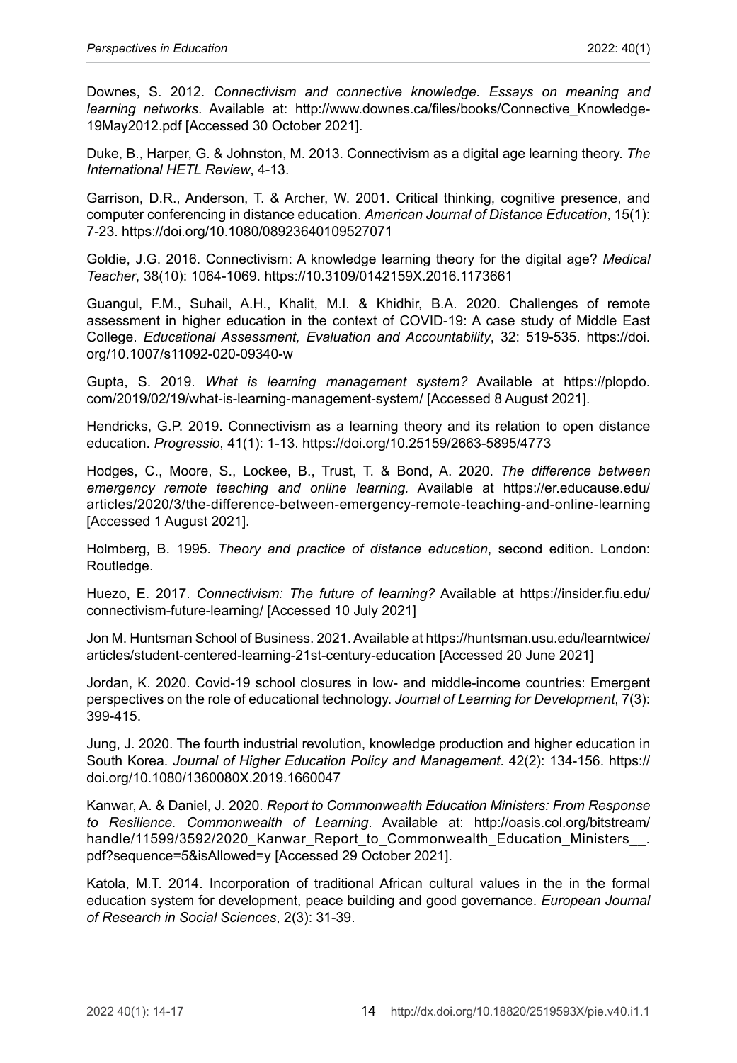Downes, S. 2012. *Connectivism and connective knowledge. Essays on meaning and learning networks*. Available at: http://www.downes.ca/files/books/Connective_Knowledge-19May2012.pdf [Accessed 30 October 2021].

Duke, B., Harper, G. & Johnston, M. 2013. Connectivism as a digital age learning theory. *The International HETL Review*, 4-13.

Garrison, D.R., Anderson, T. & Archer, W. 2001. Critical thinking, cognitive presence, and computer conferencing in distance education. *American Journal of Distance Education*, 15(1): 7-23. https://doi.org/10.1080/08923640109527071

Goldie, J.G. 2016. Connectivism: A knowledge learning theory for the digital age? *Medical Teacher*, 38(10): 1064-1069. https://10.3109/0142159X.2016.1173661

Guangul, F.M., Suhail, A.H., Khalit, M.I. & Khidhir, B.A. 2020. Challenges of remote assessment in higher education in the context of COVID-19: A case study of Middle East College. *Educational Assessment, Evaluation and Accountability*, 32: 519-535. https://doi.org/10.1007/s11092-020-09340-w

Gupta, S. 2019. *What is learning management system?* Available at https://plopdo.com/2019/02/19/what-is-learning-management-system/ [Accessed 8 August 2021].

Hendricks, G.P. 2019. Connectivism as a learning theory and its relation to open distance education. *Progressio*, 41(1): 1-13. https://doi.org/10.25159/2663-5895/4773

Hodges, C., Moore, S., Lockee, B., Trust, T. & Bond, A. 2020. *The difference between emergency remote teaching and online learning.* Available at https://er.educause.edu/articles/2020/3/the-difference-between-emergency-remote-teaching-and-online-learning [Accessed 1 August 2021].

Holmberg, B. 1995. *Theory and practice of distance education*, second edition. London: Routledge.

Huezo, E. 2017. *Connectivism: The future of learning?* Available at https://insider.fiu.edu/connectivism-future-learning/ [Accessed 10 July 2021]

Jon M. Huntsman School of Business. 2021. Available at https://huntsman.usu.edu/learntwice/articles/student-centered-learning-21st-century-education [Accessed 20 June 2021]

Jordan, K. 2020. Covid-19 school closures in low- and middle-income countries: Emergent perspectives on the role of educational technology. *Journal of Learning for Development*, 7(3): 399-415.

Jung, J. 2020. The fourth industrial revolution, knowledge production and higher education in South Korea. *Journal of Higher Education Policy and Management*. 42(2): 134-156. https://doi.org/10.1080/1360080X.2019.1660047

Kanwar, A. & Daniel, J. 2020. *Report to Commonwealth Education Ministers: From Response to Resilience. Commonwealth of Learning*. Available at: http://oasis.col.org/bitstream/handle/11599/3592/2020_Kanwar_Report_to_Commonwealth_Education_Ministers__.pdf?sequence=5&isAllowed=y [Accessed 29 October 2021].

Katola, M.T. 2014. Incorporation of traditional African cultural values in the in the formal education system for development, peace building and good governance. *European Journal of Research in Social Sciences*, 2(3): 31-39.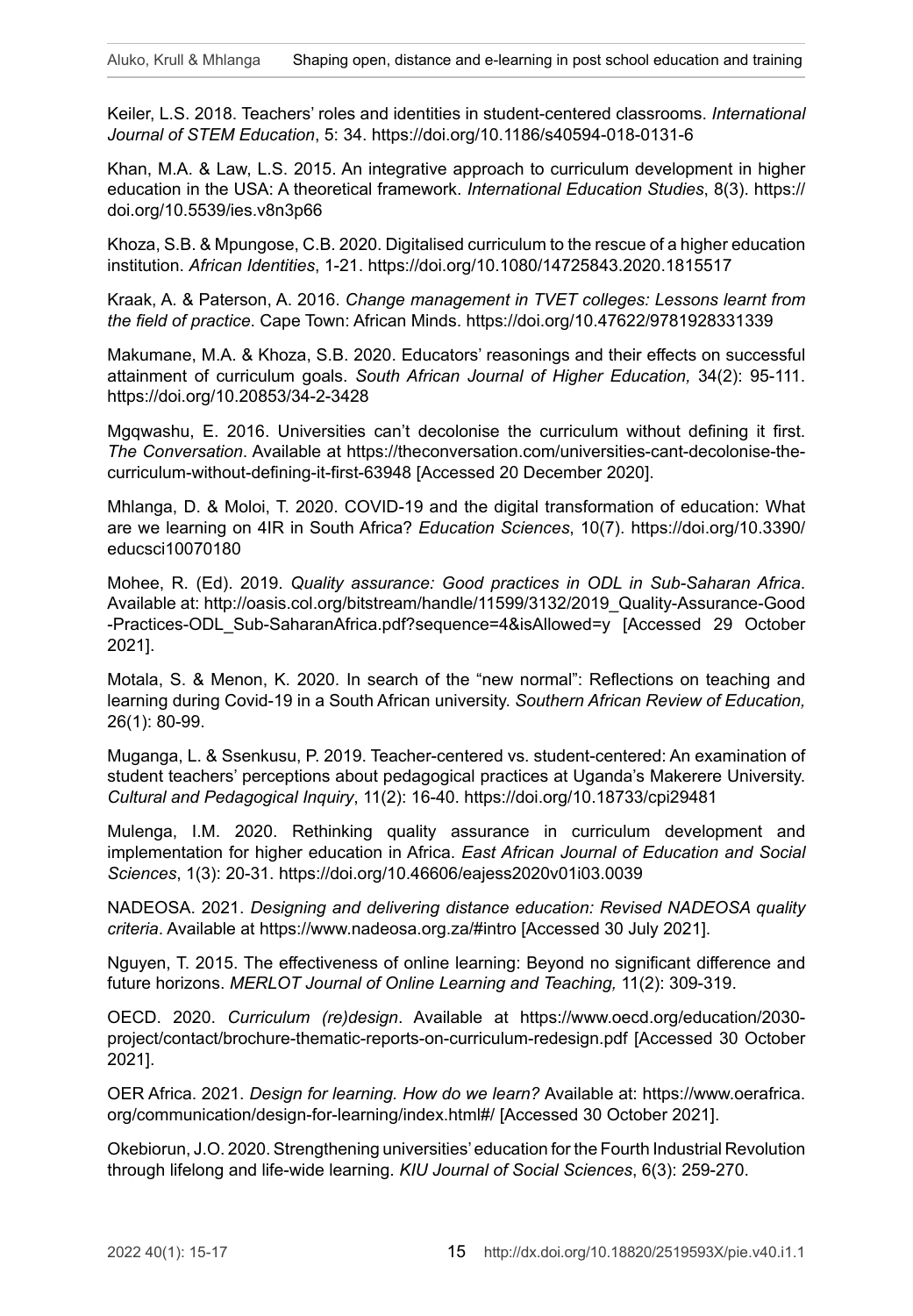Keiler, L.S. 2018. Teachers' roles and identities in student-centered classrooms. *International Journal of STEM Education*, 5: 34. https://doi.org/10.1186/s40594-018-0131-6

Khan, M.A. & Law, L.S. 2015. An integrative approach to curriculum development in higher education in the USA: A theoretical framework. *International Education Studies*, 8(3). https://doi.org/10.5539/ies.v8n3p66

Khoza, S.B. & Mpungose, C.B. 2020. Digitalised curriculum to the rescue of a higher education institution. *African Identities*, 1-21. https://doi.org/10.1080/14725843.2020.1815517

Kraak, A. & Paterson, A. 2016. *Change management in TVET colleges: Lessons learnt from the field of practice*. Cape Town: African Minds. https://doi.org/10.47622/9781928331339

Makumane, M.A. & Khoza, S.B. 2020. Educators' reasonings and their effects on successful attainment of curriculum goals. *South African Journal of Higher Education,* 34(2): 95-111. https://doi.org/10.20853/34-2-3428

Mgqwashu, E. 2016. Universities can't decolonise the curriculum without defining it first. *The Conversation*. Available at https://theconversation.com/universities-cant-decolonise-the-curriculum-without-defining-it-first-63948 [Accessed 20 December 2020].

Mhlanga, D. & Moloi, T. 2020. COVID-19 and the digital transformation of education: What are we learning on 4IR in South Africa? *Education Sciences*, 10(7). https://doi.org/10.3390/educsci10070180

Mohee, R. (Ed). 2019. *Quality assurance: Good practices in ODL in Sub-Saharan Africa*. Available at: http://oasis.col.org/bitstream/handle/11599/3132/2019_Quality-Assurance-Good-Practices-ODL_Sub-SaharanAfrica.pdf?sequence=4&isAllowed=y [Accessed 29 October 2021].

Motala, S. & Menon, K. 2020. In search of the "new normal": Reflections on teaching and learning during Covid-19 in a South African university. *Southern African Review of Education,* 26(1): 80-99.

Muganga, L. & Ssenkusu, P. 2019. Teacher-centered vs. student-centered: An examination of student teachers' perceptions about pedagogical practices at Uganda's Makerere University. *Cultural and Pedagogical Inquiry*, 11(2): 16-40. https://doi.org/10.18733/cpi29481

Mulenga, I.M. 2020. Rethinking quality assurance in curriculum development and implementation for higher education in Africa. *East African Journal of Education and Social Sciences*, 1(3): 20-31. https://doi.org/10.46606/eajess2020v01i03.0039

NADEOSA. 2021. *Designing and delivering distance education: Revised NADEOSA quality criteria*. Available at https://www.nadeosa.org.za/#intro [Accessed 30 July 2021].

Nguyen, T. 2015. The effectiveness of online learning: Beyond no significant difference and future horizons. *MERLOT Journal of Online Learning and Teaching,* 11(2): 309-319.

OECD. 2020. *Curriculum (re)design*. Available at https://www.oecd.org/education/2030-project/contact/brochure-thematic-reports-on-curriculum-redesign.pdf [Accessed 30 October 2021].

OER Africa. 2021. *Design for learning. How do we learn?* Available at: https://www.oerafrica.org/communication/design-for-learning/index.html#/ [Accessed 30 October 2021].

Okebiorun, J.O. 2020. Strengthening universities' education for the Fourth Industrial Revolution through lifelong and life-wide learning. *KIU Journal of Social Sciences*, 6(3): 259-270.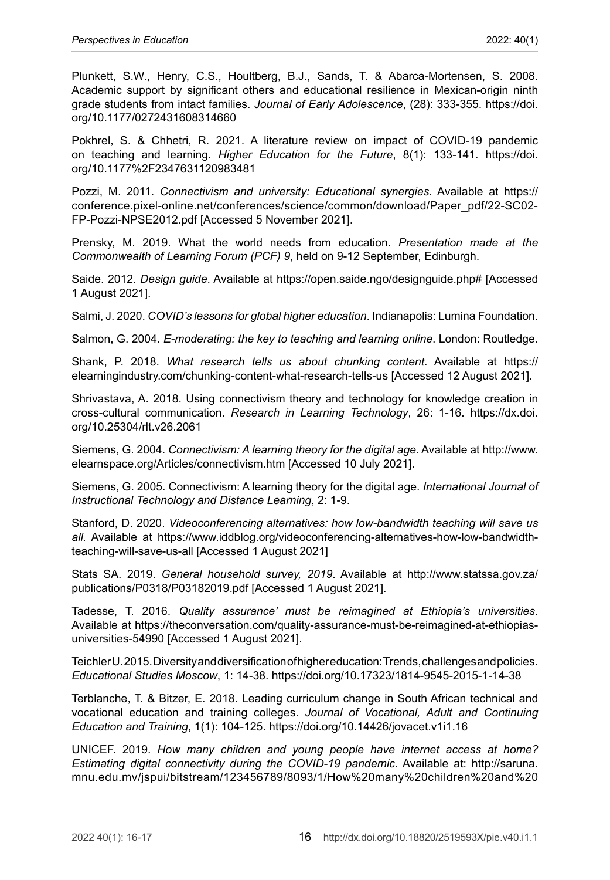Plunkett, S.W., Henry, C.S., Houltberg, B.J., Sands, T. & Abarca-Mortensen, S. 2008. Academic support by significant others and educational resilience in Mexican-origin ninth grade students from intact families. *Journal of Early Adolescence*, (28): 333-355. https://doi.org/10.1177/0272431608314660

Pokhrel, S. & Chhetri, R. 2021. A literature review on impact of COVID-19 pandemic on teaching and learning. *Higher Education for the Future*, 8(1): 133-141. https://doi.org/10.1177%2F2347631120983481

Pozzi, M. 2011. *Connectivism and university: Educational synergies.* Available at https://conference.pixel-online.net/conferences/science/common/download/Paper_pdf/22-SC02-FP-Pozzi-NPSE2012.pdf [Accessed 5 November 2021].

Prensky, M. 2019. What the world needs from education. *Presentation made at the Commonwealth of Learning Forum (PCF) 9*, held on 9-12 September, Edinburgh.

Saide. 2012. *Design guide*. Available at https://open.saide.ngo/designguide.php# [Accessed 1 August 2021].

Salmi, J. 2020. *COVID's lessons for global higher education*. Indianapolis: Lumina Foundation.

Salmon, G. 2004. *E-moderating: the key to teaching and learning online*. London: Routledge.

Shank, P. 2018. *What research tells us about chunking content*. Available at https://elearningindustry.com/chunking-content-what-research-tells-us [Accessed 12 August 2021].

Shrivastava, A. 2018. Using connectivism theory and technology for knowledge creation in cross-cultural communication. *Research in Learning Technology*, 26: 1-16. https://dx.doi.org/10.25304/rlt.v26.2061

Siemens, G. 2004. *Connectivism: A learning theory for the digital age.* Available at http://www.elearnspace.org/Articles/connectivism.htm [Accessed 10 July 2021].

Siemens, G. 2005. Connectivism: A learning theory for the digital age. *International Journal of Instructional Technology and Distance Learning*, 2: 1-9.

Stanford, D. 2020. *Videoconferencing alternatives: how low-bandwidth teaching will save us all.* Available at https://www.iddblog.org/videoconferencing-alternatives-how-low-bandwidth-teaching-will-save-us-all [Accessed 1 August 2021]

Stats SA. 2019. *General household survey, 2019*. Available at http://www.statssa.gov.za/publications/P0318/P03182019.pdf [Accessed 1 August 2021].

Tadesse, T. 2016. *Quality assurance' must be reimagined at Ethiopia's universities*. Available at https://theconversation.com/quality-assurance-must-be-reimagined-at-ethiopias-universities-54990 [Accessed 1 August 2021].

Teichler U. 2015. Diversity and diversification of higher education: Trends, challenges and policies. *Educational Studies Moscow*, 1: 14-38. https://doi.org/10.17323/1814-9545-2015-1-14-38

Terblanche, T. & Bitzer, E. 2018. Leading curriculum change in South African technical and vocational education and training colleges. *Journal of Vocational, Adult and Continuing Education and Training*, 1(1): 104-125. https://doi.org/10.14426/jovacet.v1i1.16

UNICEF. 2019. *How many children and young people have internet access at home? Estimating digital connectivity during the COVID-19 pandemic*. Available at: http://saruna.mnu.edu.mv/jspui/bitstream/123456789/8093/1/How%20many%20children%20and%20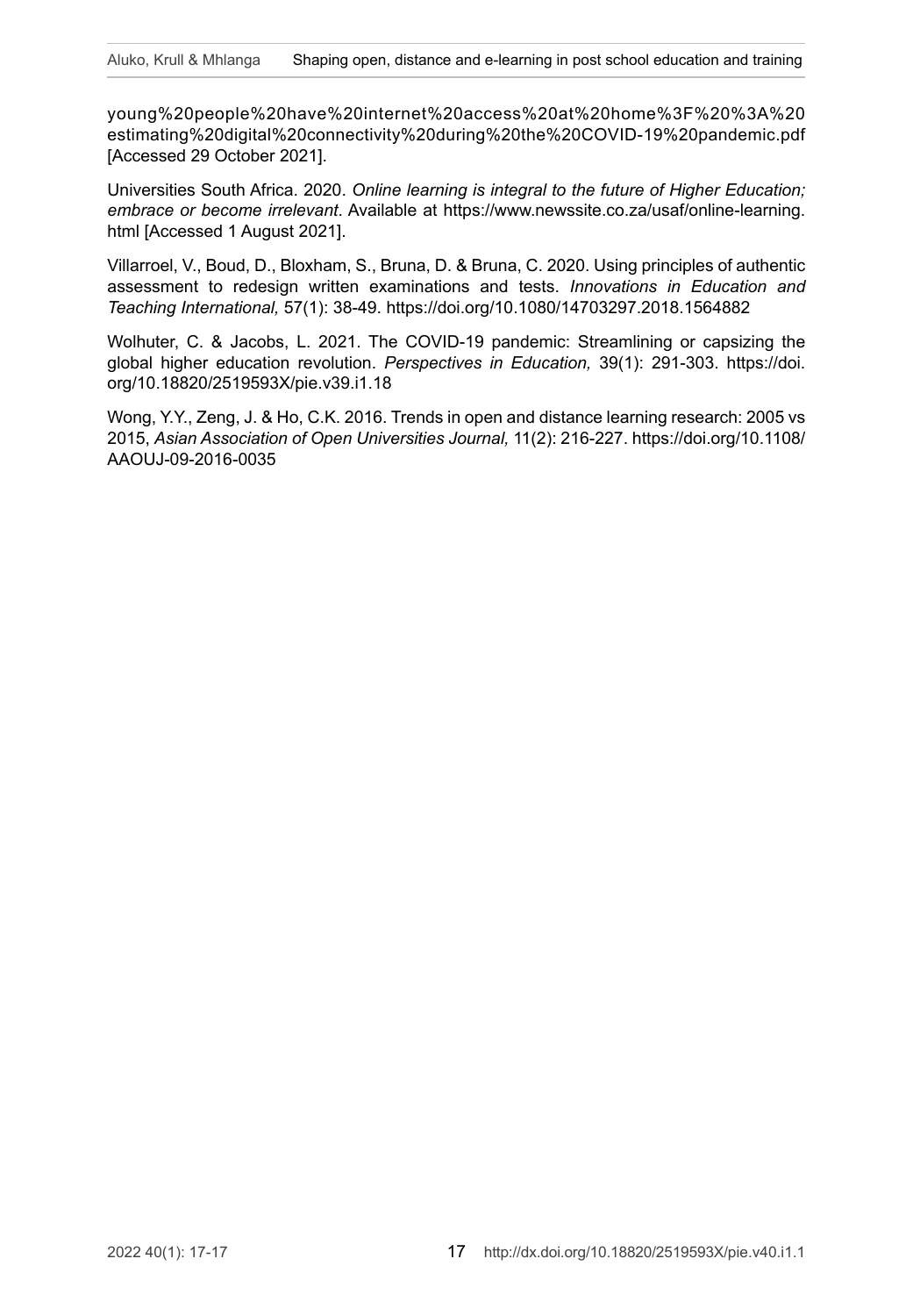young%20people%20have%20internet%20access%20at%20home%3F%20%3A%20estimating%20digital%20connectivity%20during%20the%20COVID-19%20pandemic.pdf [Accessed 29 October 2021].

Universities South Africa. 2020. *Online learning is integral to the future of Higher Education; embrace or become irrelevant*. Available at https://www.newssite.co.za/usaf/online-learning.html [Accessed 1 August 2021].

Villarroel, V., Boud, D., Bloxham, S., Bruna, D. & Bruna, C. 2020. Using principles of authentic assessment to redesign written examinations and tests. *Innovations in Education and Teaching International,* 57(1): 38-49. https://doi.org/10.1080/14703297.2018.1564882

Wolhuter, C. & Jacobs, L. 2021. The COVID-19 pandemic: Streamlining or capsizing the global higher education revolution. *Perspectives in Education,* 39(1): 291-303. https://doi.org/10.18820/2519593X/pie.v39.i1.18

Wong, Y.Y., Zeng, J. & Ho, C.K. 2016. Trends in open and distance learning research: 2005 vs 2015, *Asian Association of Open Universities Journal,* 11(2): 216-227. https://doi.org/10.1108/AAOUJ-09-2016-0035